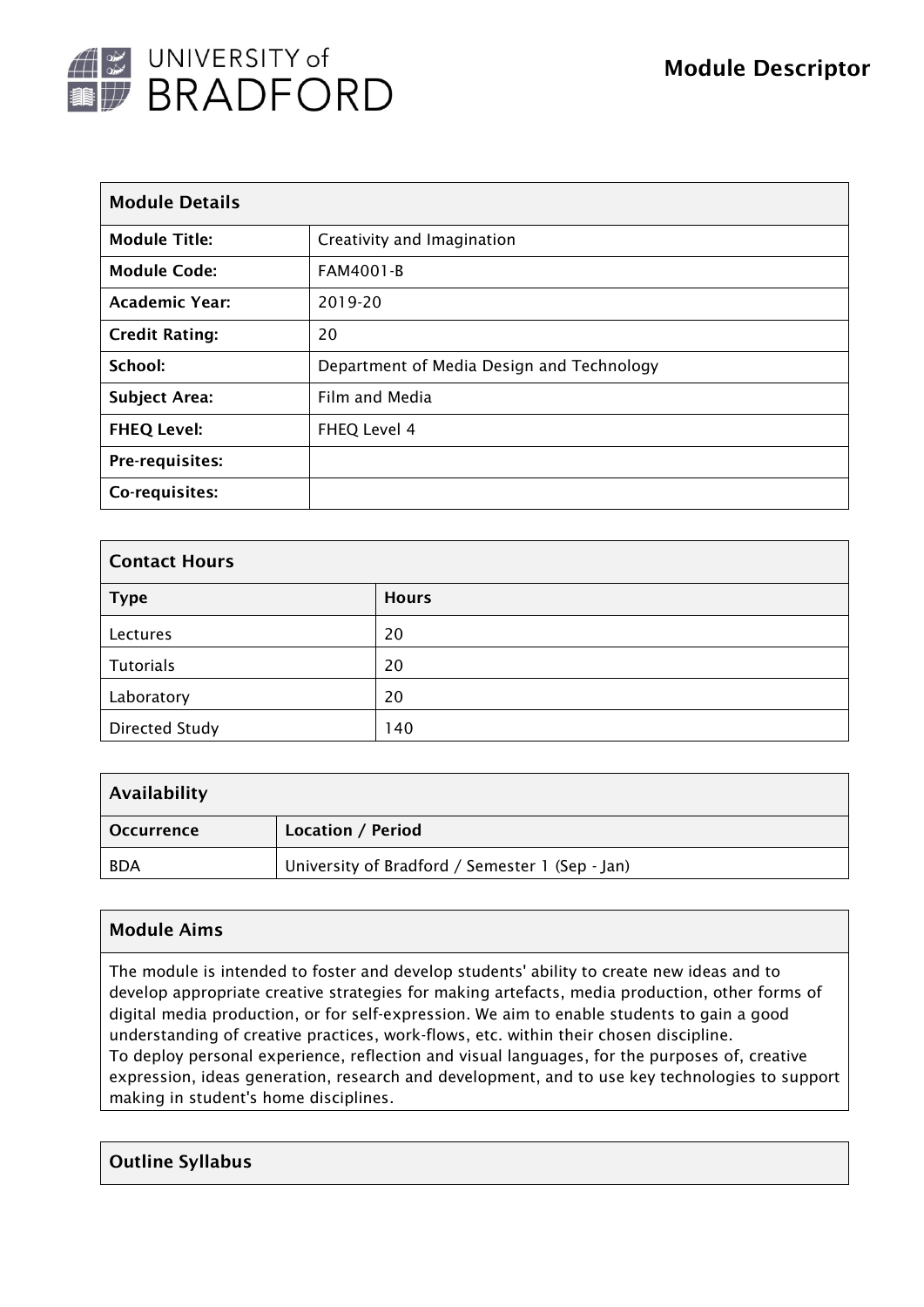# UNIVERSITY of BRADFORD

## Module Descriptor

| Module Details | |
|---|---|
| **Module Title:** | Creativity and Imagination |
| **Module Code:** | FAM4001-B |
| **Academic Year:** | 2019-20 |
| **Credit Rating:** | 20 |
| **School:** | Department of Media Design and Technology |
| **Subject Area:** | Film and Media |
| **FHEQ Level:** | FHEQ Level 4 |
| **Pre-requisites:** | |
| **Co-requisites:** | |

| Contact Hours | |
|---|---|
| **Type** | **Hours** |
| Lectures | 20 |
| Tutorials | 20 |
| Laboratory | 20 |
| Directed Study | 140 |

| Availability | |
|---|---|
| **Occurrence** | **Location / Period** |
| BDA | University of Bradford / Semester 1 (Sep - Jan) |

### Module Aims

The module is intended to foster and develop students' ability to create new ideas and to develop appropriate creative strategies for making artefacts, media production, other forms of digital media production, or for self-expression. We aim to enable students to gain a good understanding of creative practices, work-flows, etc. within their chosen discipline.
To deploy personal experience, reflection and visual languages, for the purposes of, creative expression, ideas generation, research and development, and to use key technologies to support making in student's home disciplines.

### Outline Syllabus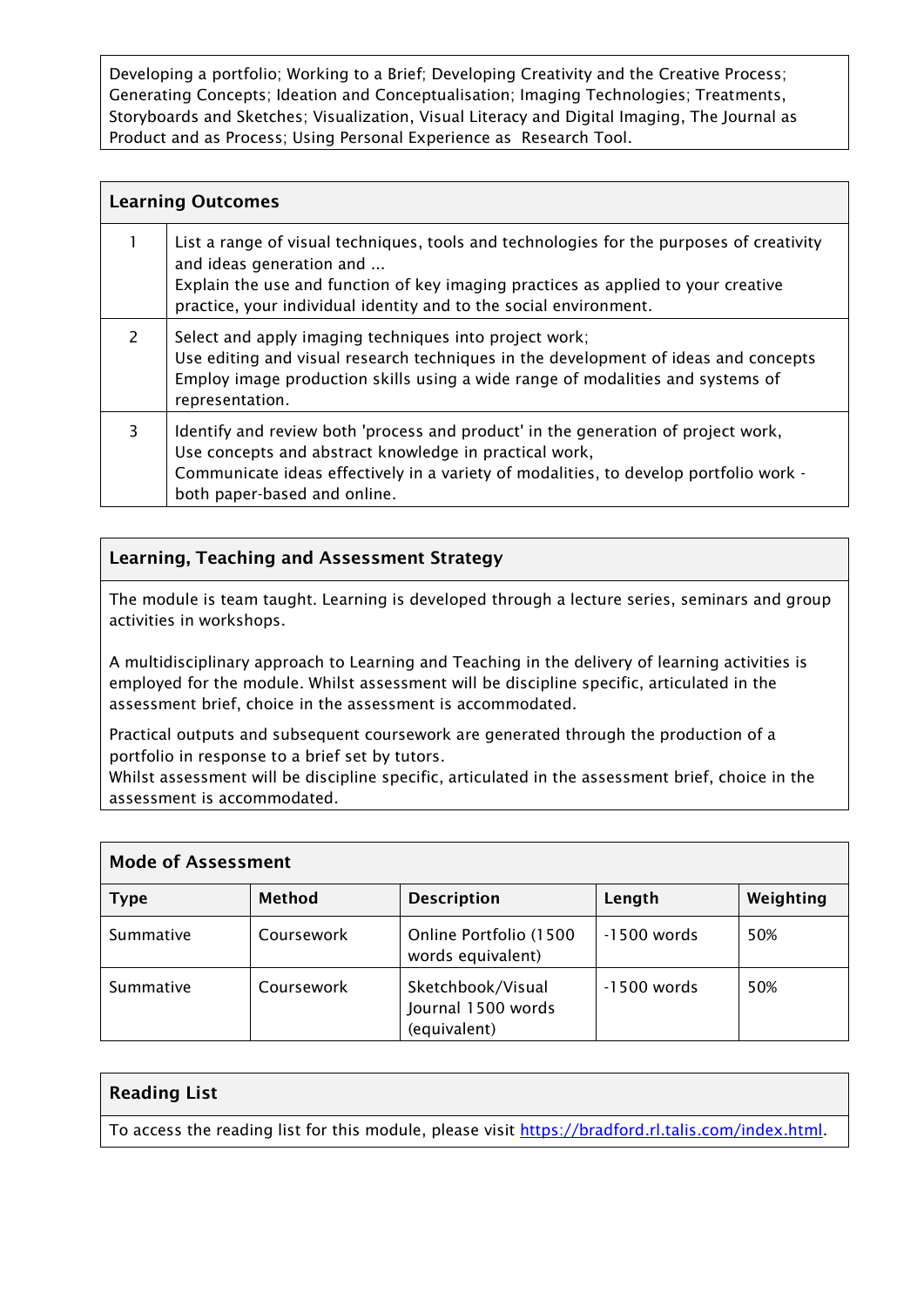Developing a portfolio; Working to a Brief; Developing Creativity and the Creative Process; Generating Concepts; Ideation and Conceptualisation; Imaging Technologies; Treatments, Storyboards and Sketches; Visualization, Visual Literacy and Digital Imaging, The Journal as Product and as Process; Using Personal Experience as Research Tool.

## Learning Outcomes

| | |
|---|---|
| 1 | List a range of visual techniques, tools and technologies for the purposes of creativity and ideas generation and ...<br>Explain the use and function of key imaging practices as applied to your creative practice, your individual identity and to the social environment. |
| 2 | Select and apply imaging techniques into project work;<br>Use editing and visual research techniques in the development of ideas and concepts<br>Employ image production skills using a wide range of modalities and systems of representation. |
| 3 | Identify and review both 'process and product' in the generation of project work,<br>Use concepts and abstract knowledge in practical work,<br>Communicate ideas effectively in a variety of modalities, to develop portfolio work - both paper-based and online. |

## Learning, Teaching and Assessment Strategy

The module is team taught. Learning is developed through a lecture series, seminars and group activities in workshops.

A multidisciplinary approach to Learning and Teaching in the delivery of learning activities is employed for the module. Whilst assessment will be discipline specific, articulated in the assessment brief, choice in the assessment is accommodated.

Practical outputs and subsequent coursework are generated through the production of a portfolio in response to a brief set by tutors.
Whilst assessment will be discipline specific, articulated in the assessment brief, choice in the assessment is accommodated.

## Mode of Assessment

| Type | Method | Description | Length | Weighting |
|---|---|---|---|---|
| Summative | Coursework | Online Portfolio (1500 words equivalent) | -1500 words | 50% |
| Summative | Coursework | Sketchbook/Visual Journal 1500 words (equivalent) | -1500 words | 50% |

## Reading List

To access the reading list for this module, please visit https://bradford.rl.talis.com/index.html.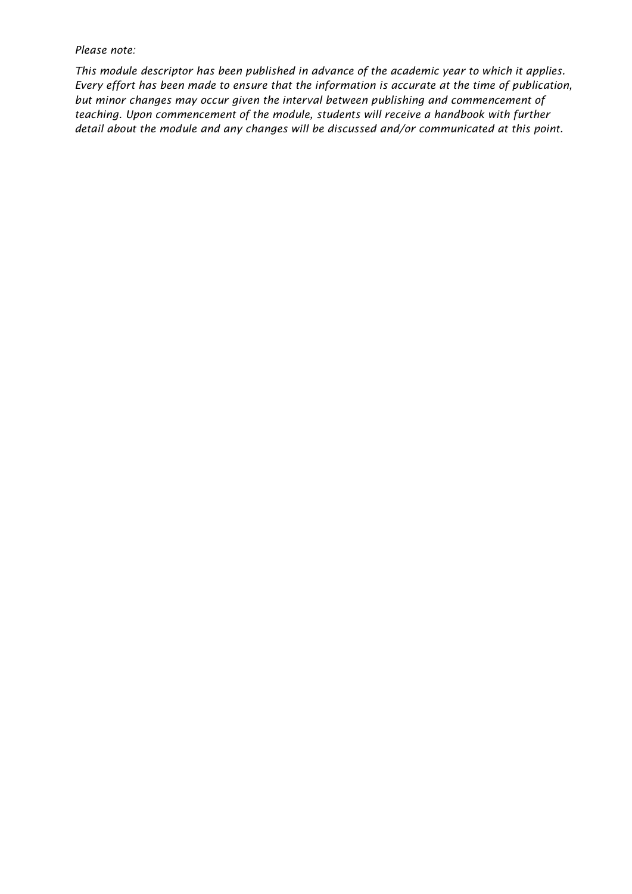*Please note:*

*This module descriptor has been published in advance of the academic year to which it applies. Every effort has been made to ensure that the information is accurate at the time of publication, but minor changes may occur given the interval between publishing and commencement of teaching. Upon commencement of the module, students will receive a handbook with further detail about the module and any changes will be discussed and/or communicated at this point.*